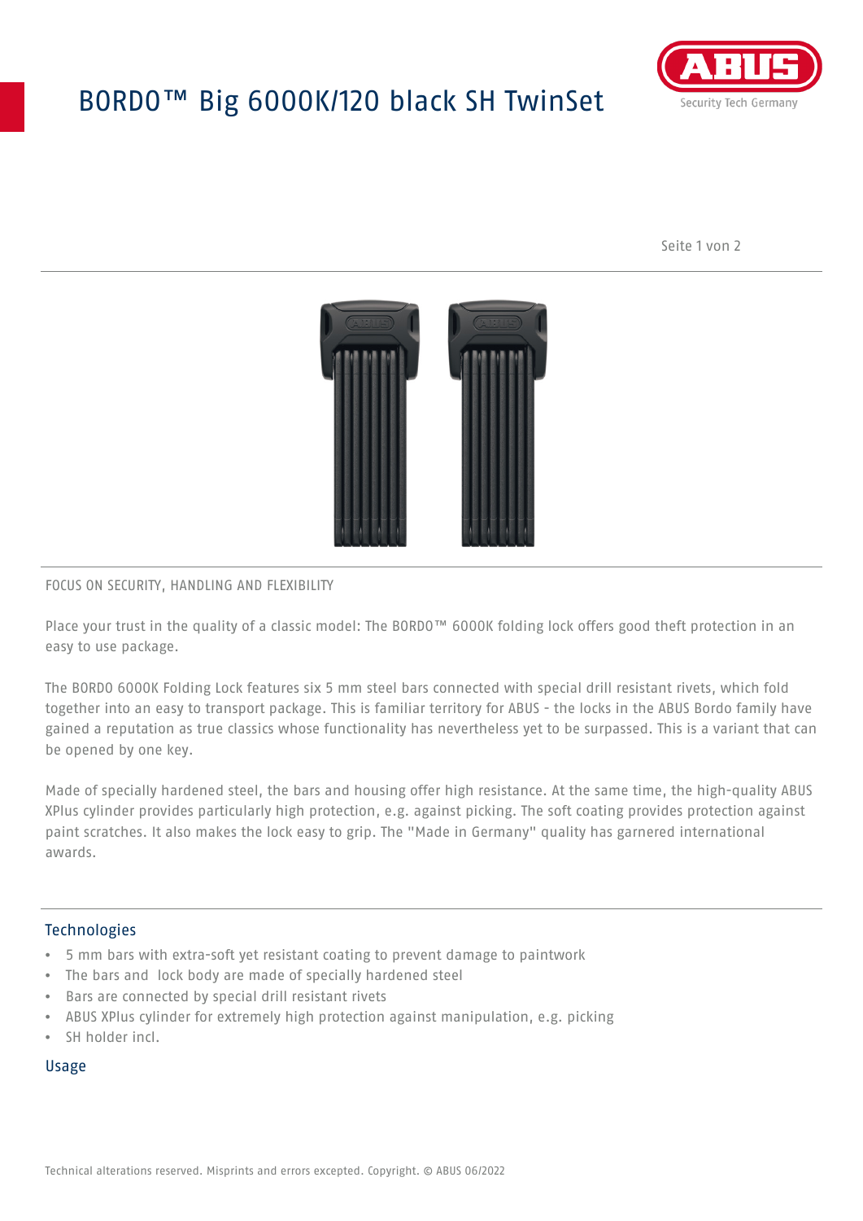# BORDO™ Big 6000K/120 black SH TwinSet

FOCUS ON SECURITY, HANDLING AND FLEXIBILITY

Place your trust in the quality of a classic model: The BORDO™ 6000K folding lock offers good theft protection in an easy to use package.

The BORDO 6000K Folding Lock features six 5 mm steel bars connected with special drill resistant rivets, which fold together into an easy to transport package. This is familiar territory for ABUS - the locks in the ABUS Bordo family have gained a reputation as true classics whose functionality has nevertheless yet to be surpassed. This is a variant that can be opened by one key.

Made of specially hardened steel, the bars and housing offer high resistance. At the same time, the high-quality ABUS XPlus cylinder provides particularly high protection, e.g. against picking. The soft coating provides protection against paint scratches. It also makes the lock easy to grip. The "Made in Germany" quality has garnered international awards.

## Technologies

- 5 mm bars with extra-soft yet resistant coating to prevent damage to paintwork
- The bars and lock body are made of specially hardened steel
- Bars are connected by special drill resistant rivets
- ABUS XPlus cylinder for extremely high protection against manipulation, e.g. picking
- SH holder incl.

## Usage

Technical alterations reserved. Misprints and errors excepted. Copyright. © ABUS 06/2022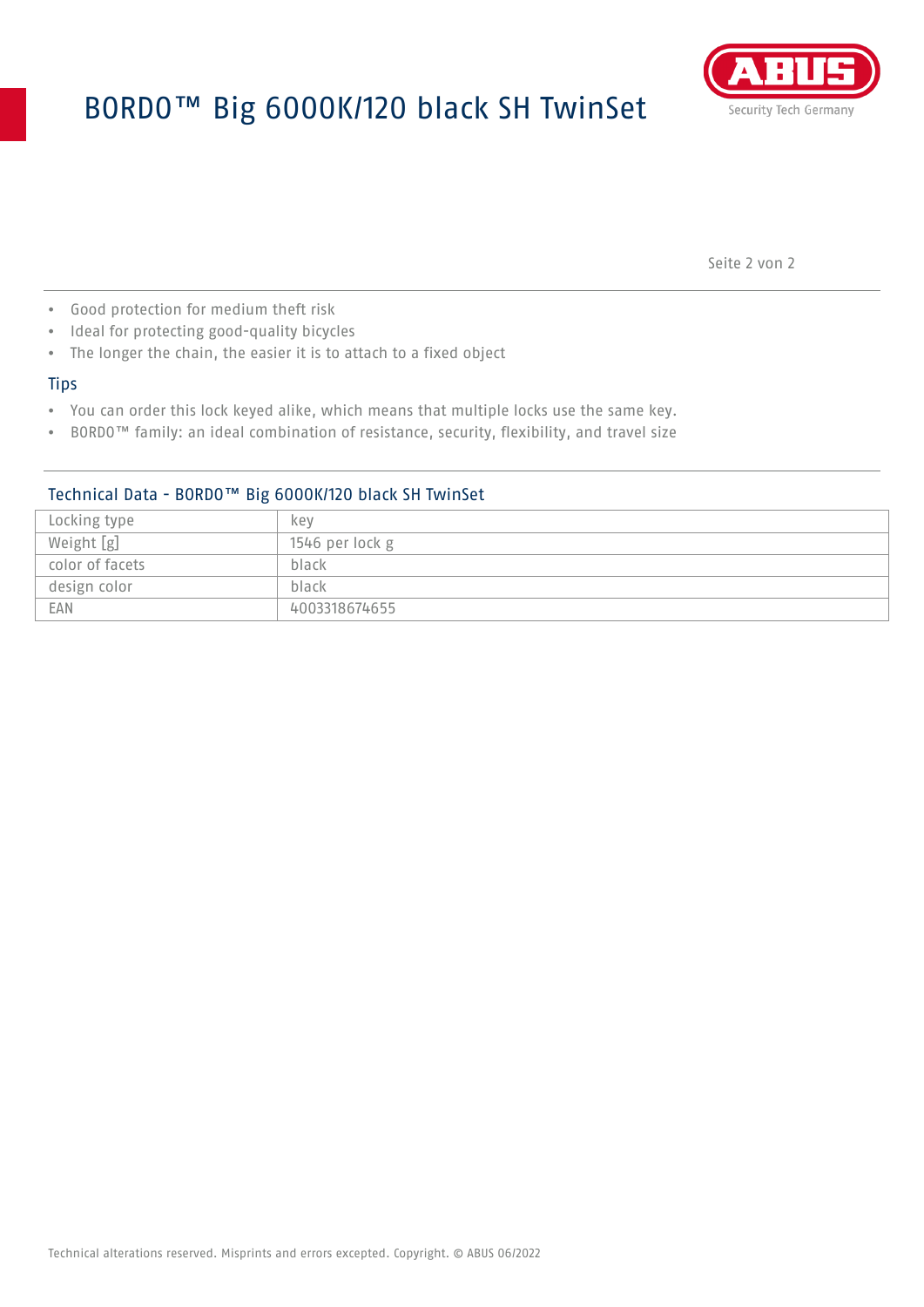- Good protection for medium theft risk
- Ideal for protecting good-quality bicycles
- The longer the chain, the easier it is to attach to a fixed object

## Tips

- You can order this lock keyed alike, which means that multiple locks use the same key.
- BORDO™ family: an ideal combination of resistance, security, flexibility, and travel size

## Technical Data - BORDO™ Big 6000K/120 black SH TwinSet

| | |
|---|---|
| Locking type | key |
| Weight [g] | 1546 per lock g |
| color of facets | black |
| design color | black |
| EAN | 4003318674655 |

Technical alterations reserved. Misprints and errors excepted. Copyright. © ABUS 06/2022